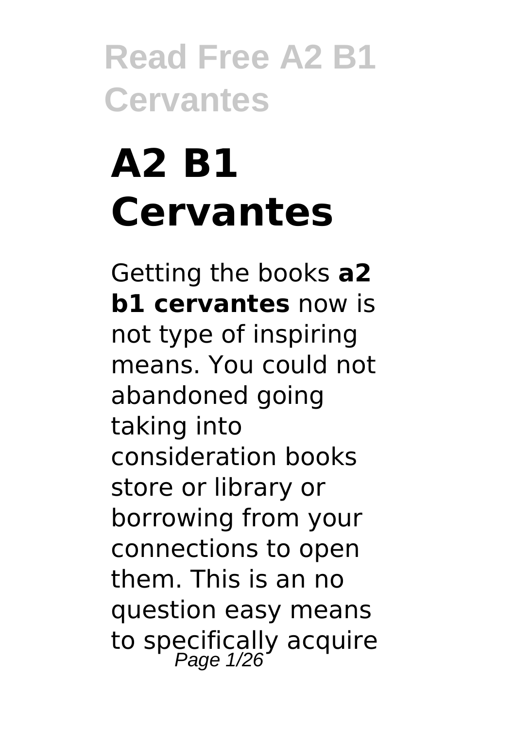# A2 B1 Cervantes

Getting the books **a2 b1 cervantes** now is not type of inspiring means. You could not abandoned going taking into consideration books store or library or borrowing from your connections to open them. This is an no question easy means to specifically acquire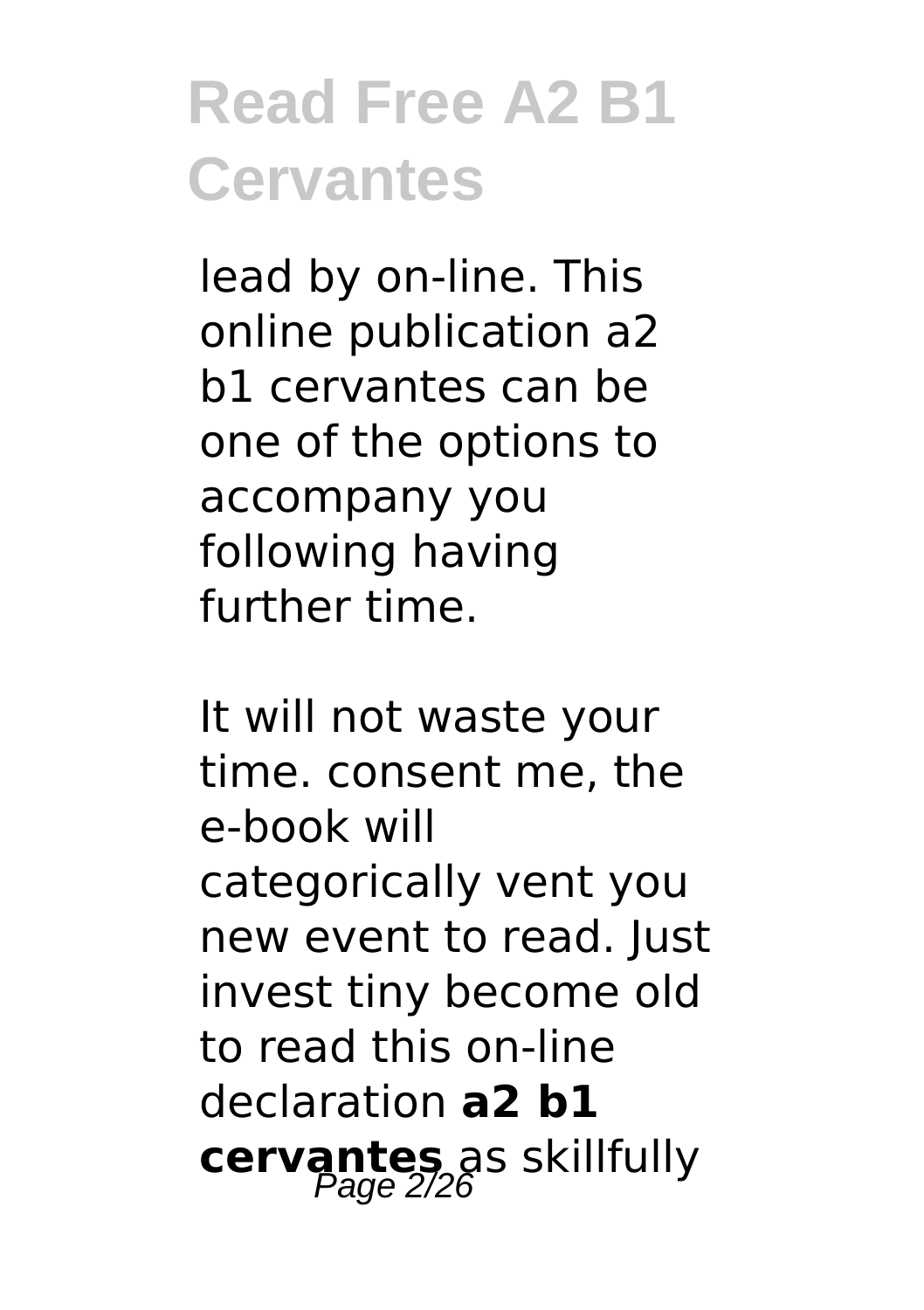lead by on-line. This online publication a2 b1 cervantes can be one of the options to accompany you following having further time.

It will not waste your time. consent me, the e-book will categorically vent you new event to read. Just invest tiny become old to read this on-line declaration **a2 b1 cervantes** as skillfully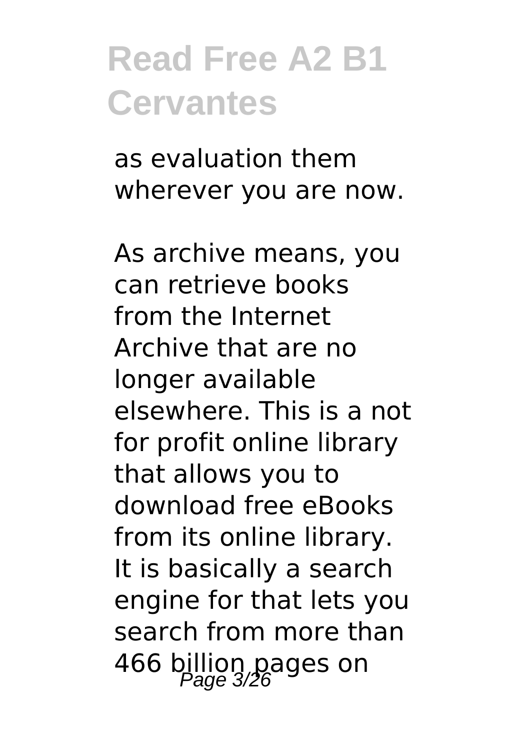as evaluation them wherever you are now.

As archive means, you can retrieve books from the Internet Archive that are no longer available elsewhere. This is a not for profit online library that allows you to download free eBooks from its online library. It is basically a search engine for that lets you search from more than 466 billion pages on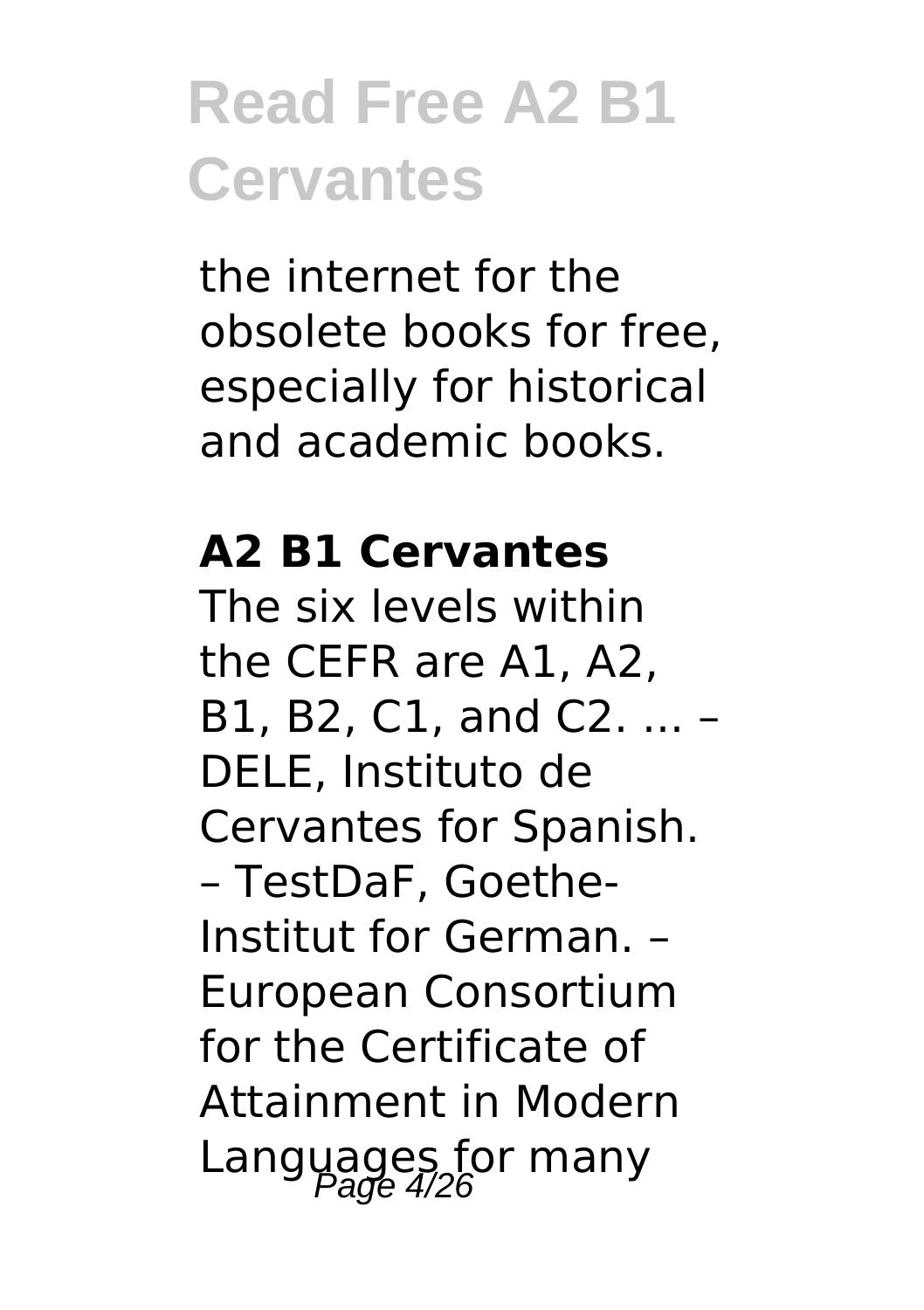the internet for the obsolete books for free, especially for historical and academic books.

**A2 B1 Cervantes**

The six levels within the CEFR are A1, A2, B1, B2, C1, and C2. ... – DELE, Instituto de Cervantes for Spanish. – TestDaF, Goethe-Institut for German. – European Consortium for the Certificate of Attainment in Modern Languages for many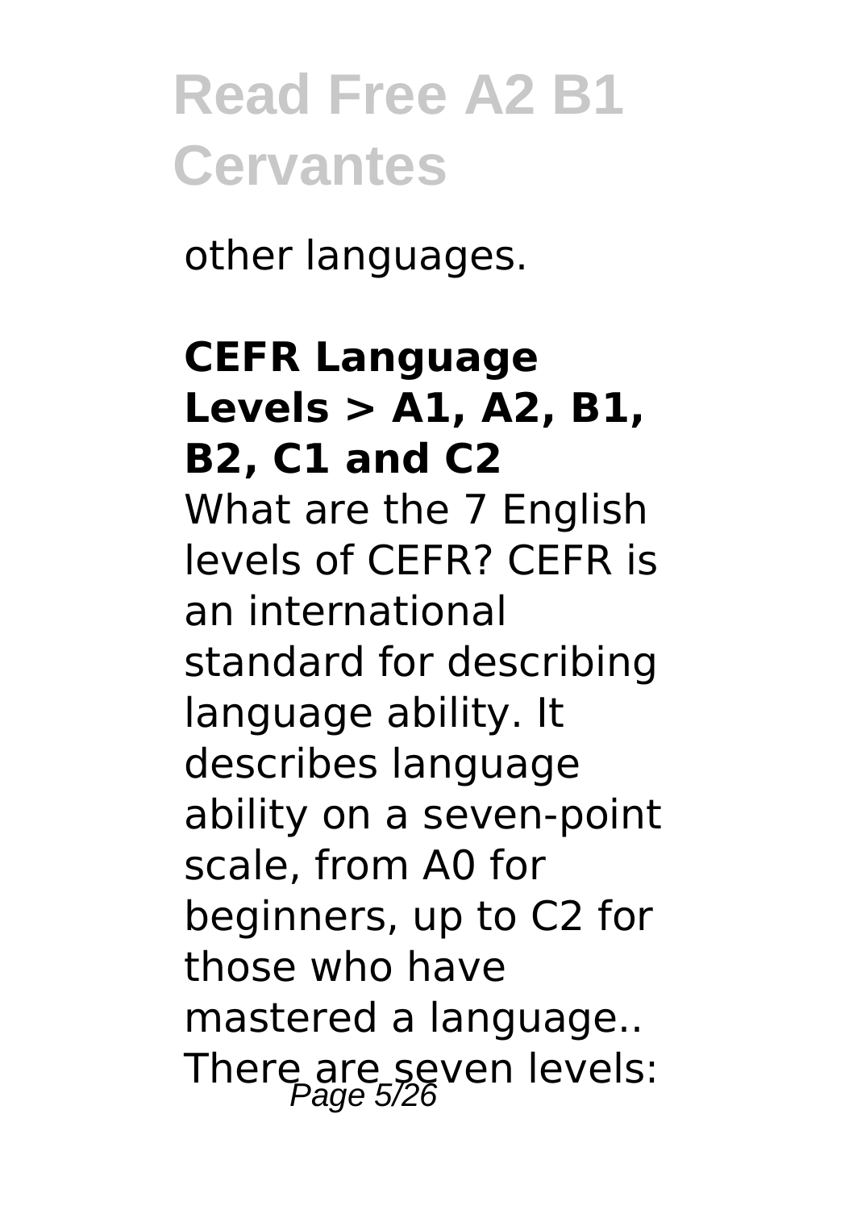other languages.

**CEFR Language Levels > A1, A2, B1, B2, C1 and C2**

What are the 7 English levels of CEFR? CEFR is an international standard for describing language ability. It describes language ability on a seven-point scale, from A0 for beginners, up to C2 for those who have mastered a language.. There are seven levels: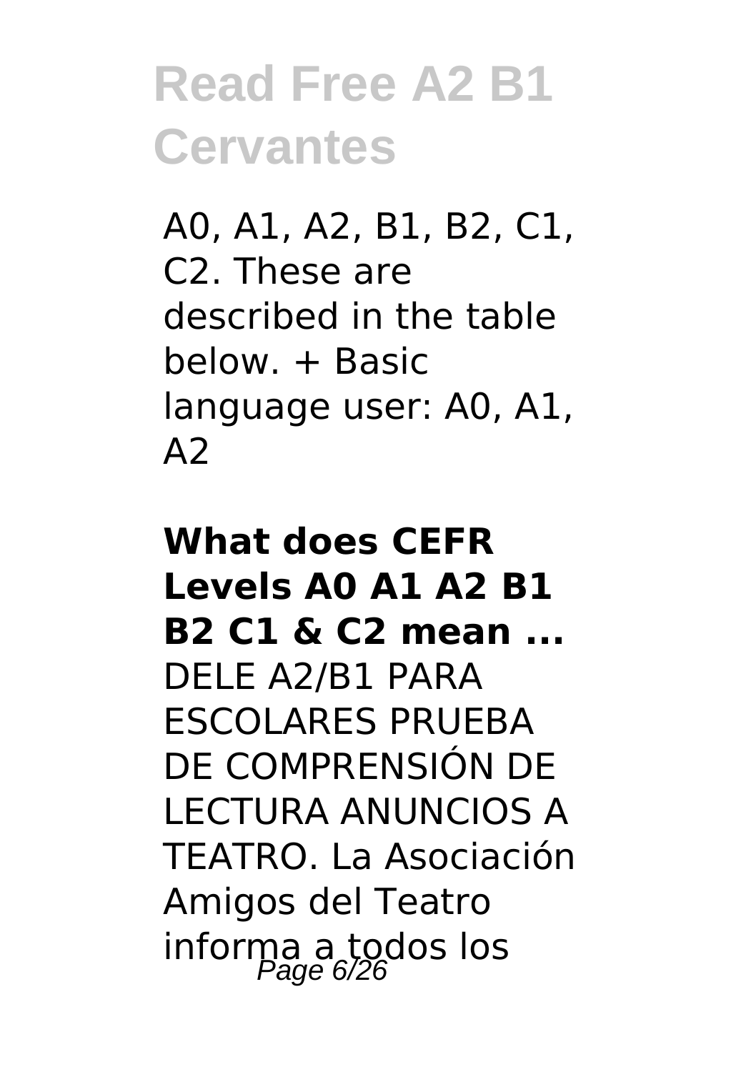A0, A1, A2, B1, B2, C1, C2. These are described in the table below. + Basic language user: A0, A1, A2

**What does CEFR Levels A0 A1 A2 B1 B2 C1 & C2 mean ...**

DELE A2/B1 PARA ESCOLARES PRUEBA DE COMPRENSIÓN DE LECTURA ANUNCIOS A TEATRO. La Asociación Amigos del Teatro informa a todos los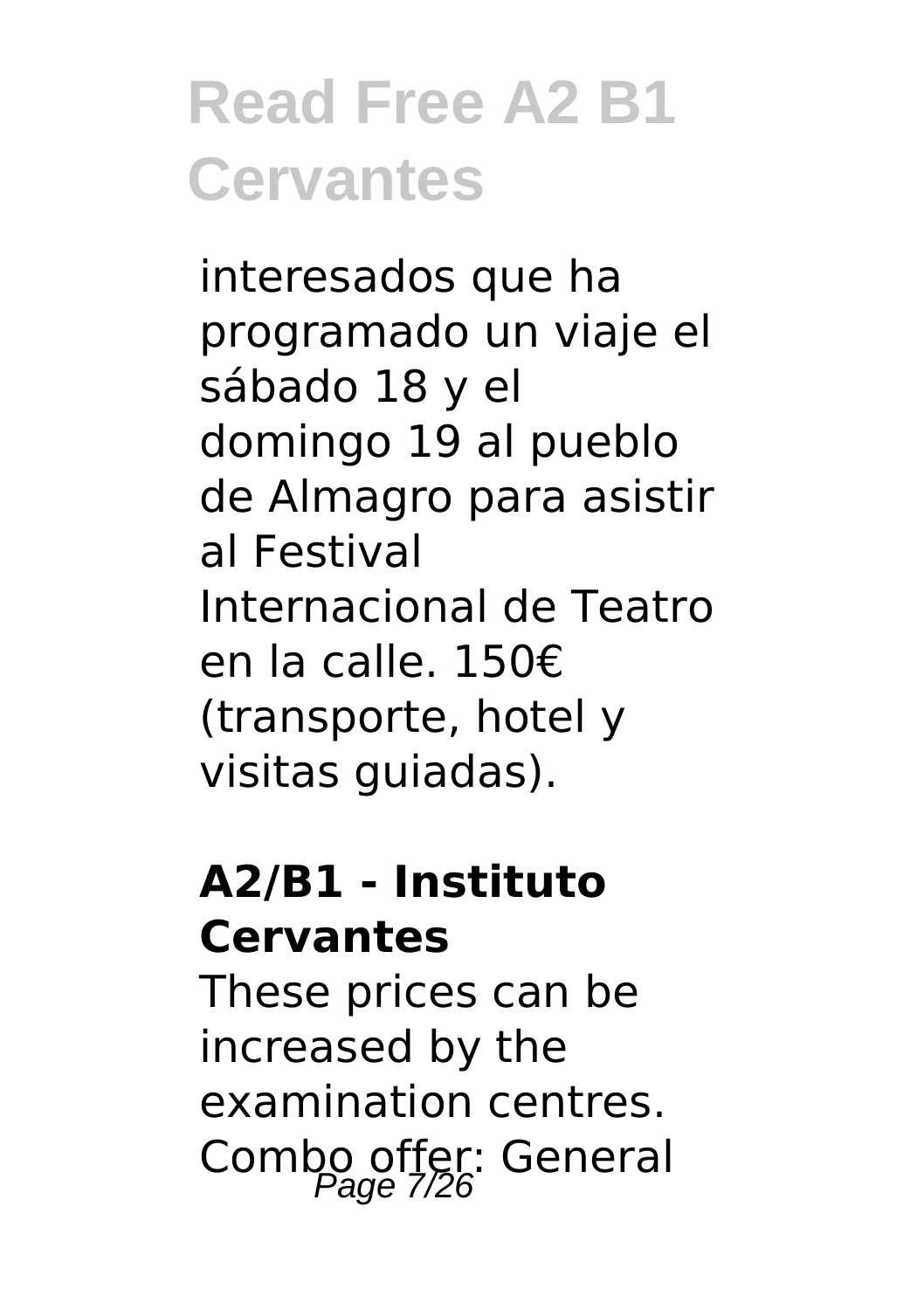interesados que ha programado un viaje el sábado 18 y el domingo 19 al pueblo de Almagro para asistir al Festival Internacional de Teatro en la calle. 150€ (transporte, hotel y visitas guiadas).

**A2/B1 - Instituto Cervantes**

These prices can be increased by the examination centres. Combo offer: General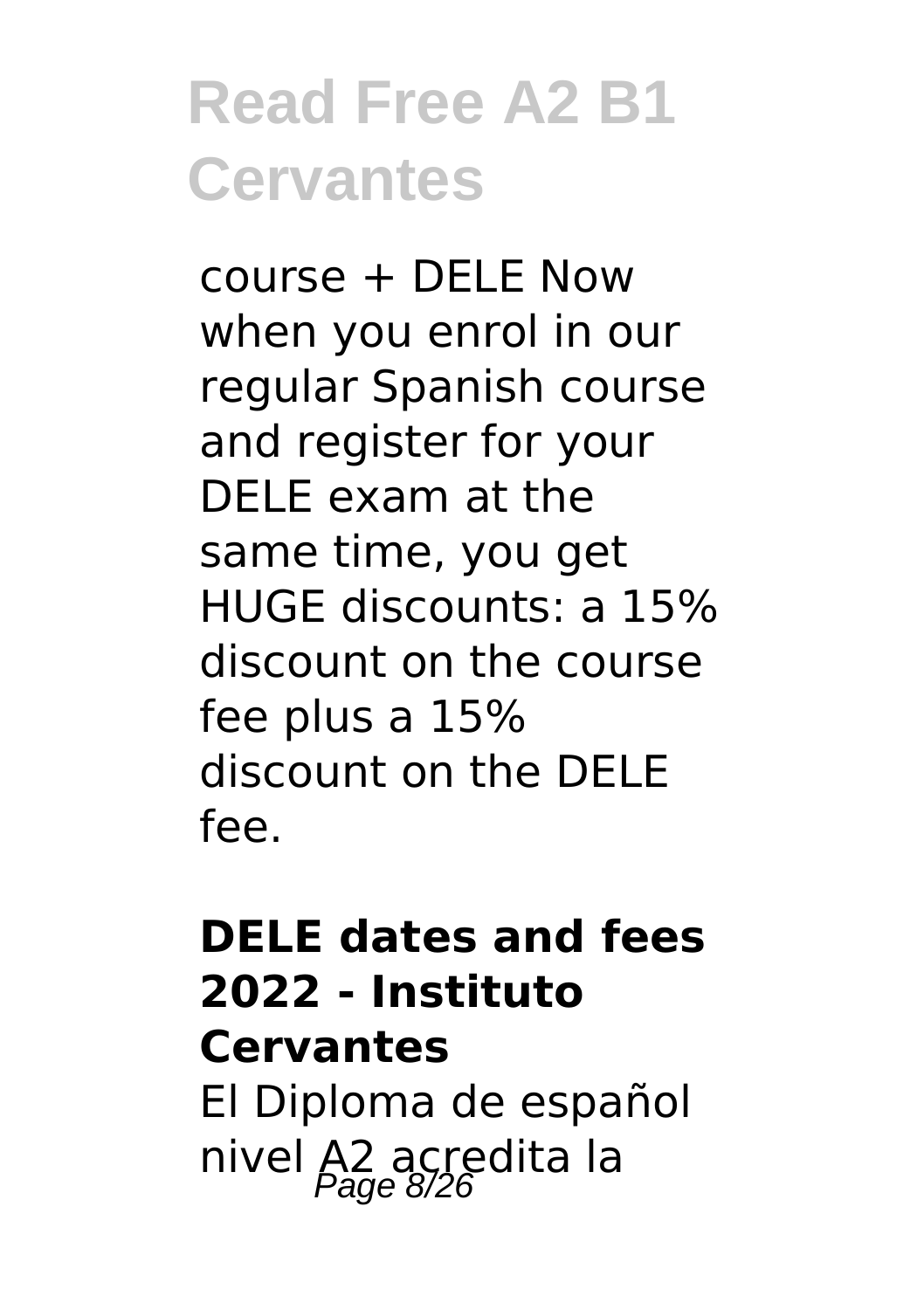course + DELE Now when you enrol in our regular Spanish course and register for your DELE exam at the same time, you get HUGE discounts: a 15% discount on the course fee plus a 15% discount on the DELE fee.

**DELE dates and fees 2022 - Instituto Cervantes**

El Diploma de español nivel A2 acredita la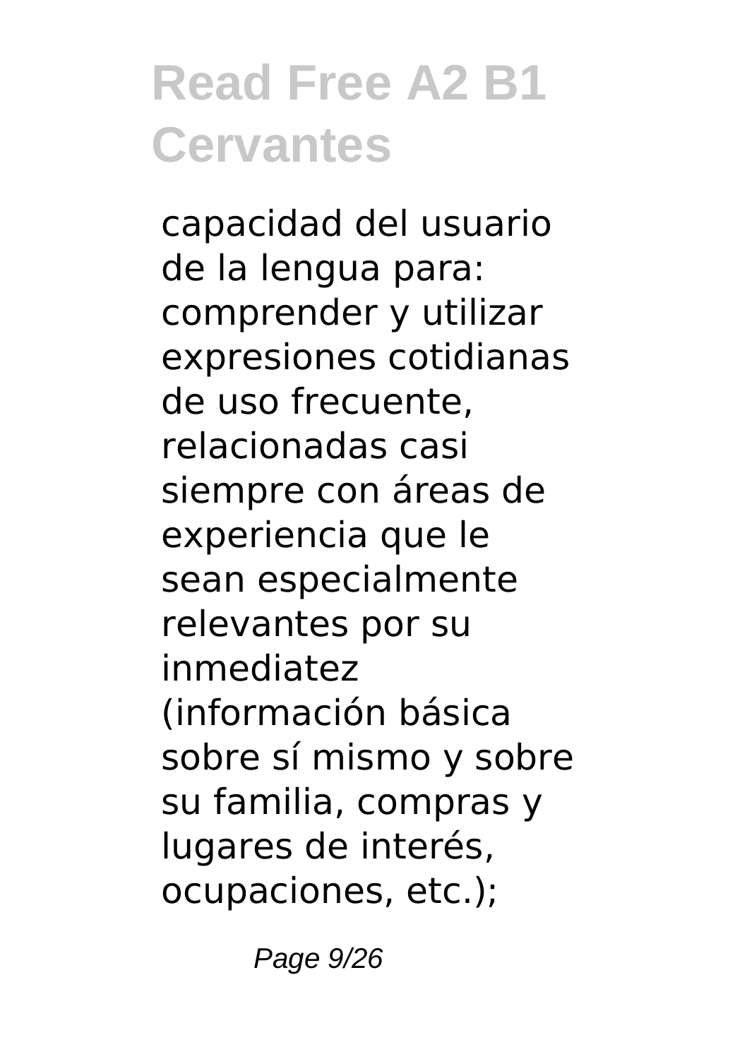capacidad del usuario de la lengua para: comprender y utilizar expresiones cotidianas de uso frecuente, relacionadas casi siempre con áreas de experiencia que le sean especialmente relevantes por su inmediatez (información básica sobre sí mismo y sobre su familia, compras y lugares de interés, ocupaciones, etc.);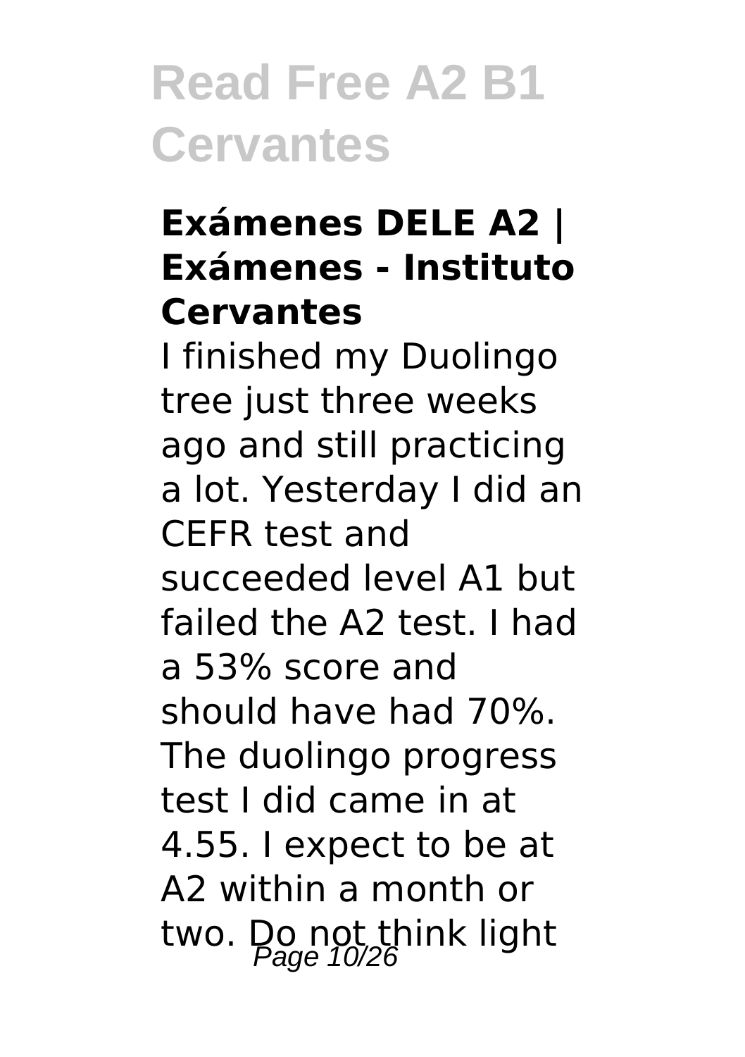## Exámenes DELE A2 | Exámenes - Instituto Cervantes

I finished my Duolingo tree just three weeks ago and still practicing a lot. Yesterday I did an CEFR test and succeeded level A1 but failed the A2 test. I had a 53% score and should have had 70%. The duolingo progress test I did came in at 4.55. I expect to be at A2 within a month or two. Do not think light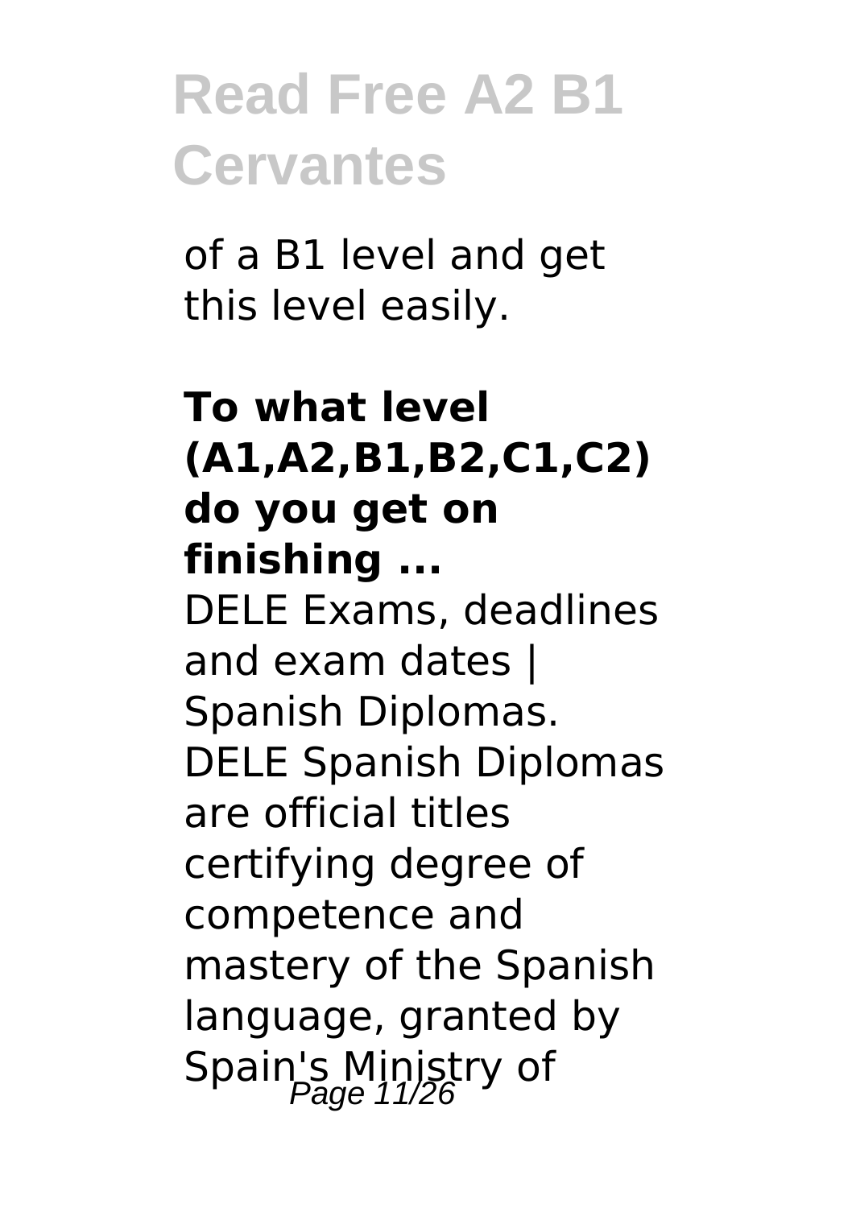of a B1 level and get this level easily.

**To what level (A1,A2,B1,B2,C1,C2) do you get on finishing ...**

DELE Exams, deadlines and exam dates | Spanish Diplomas. DELE Spanish Diplomas are official titles certifying degree of competence and mastery of the Spanish language, granted by Spain's Ministry of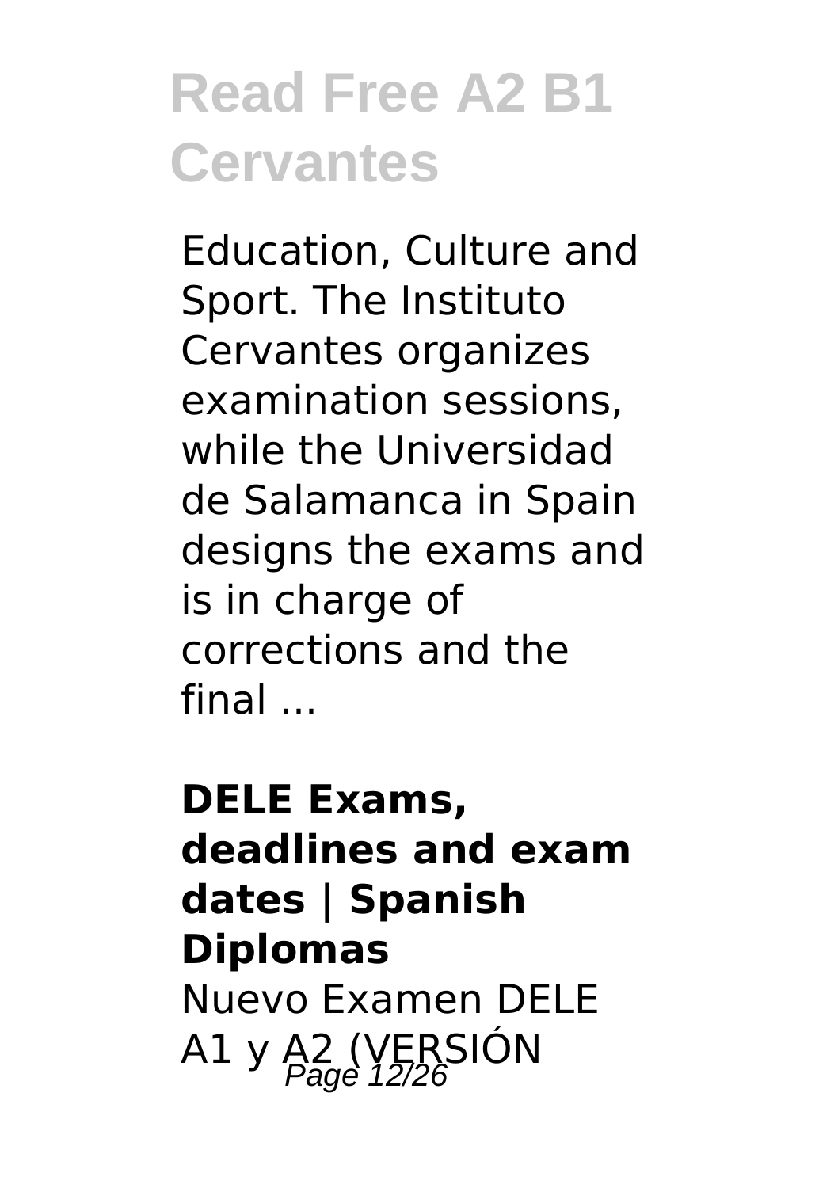Education, Culture and Sport. The Instituto Cervantes organizes examination sessions, while the Universidad de Salamanca in Spain designs the exams and is in charge of corrections and the final ...

**DELE Exams, deadlines and exam dates | Spanish Diplomas**

Nuevo Examen DELE A1 y A2 (VERSIÓN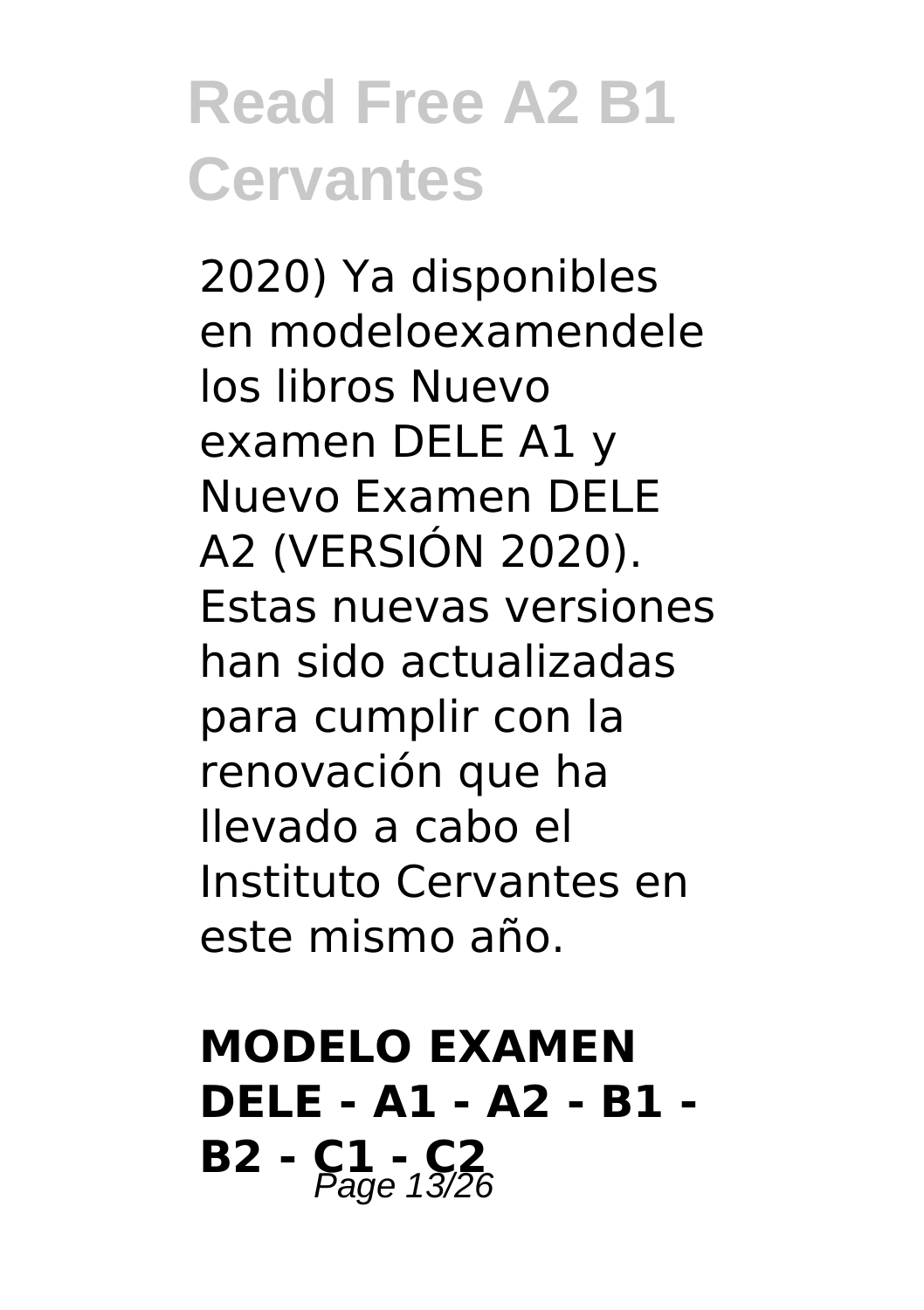2020) Ya disponibles en modeloexamendele los libros Nuevo examen DELE A1 y Nuevo Examen DELE A2 (VERSIÓN 2020). Estas nuevas versiones han sido actualizadas para cumplir con la renovación que ha llevado a cabo el Instituto Cervantes en este mismo año.

## MODELO EXAMEN DELE - A1 - A2 - B1 - B2 - C1 - C2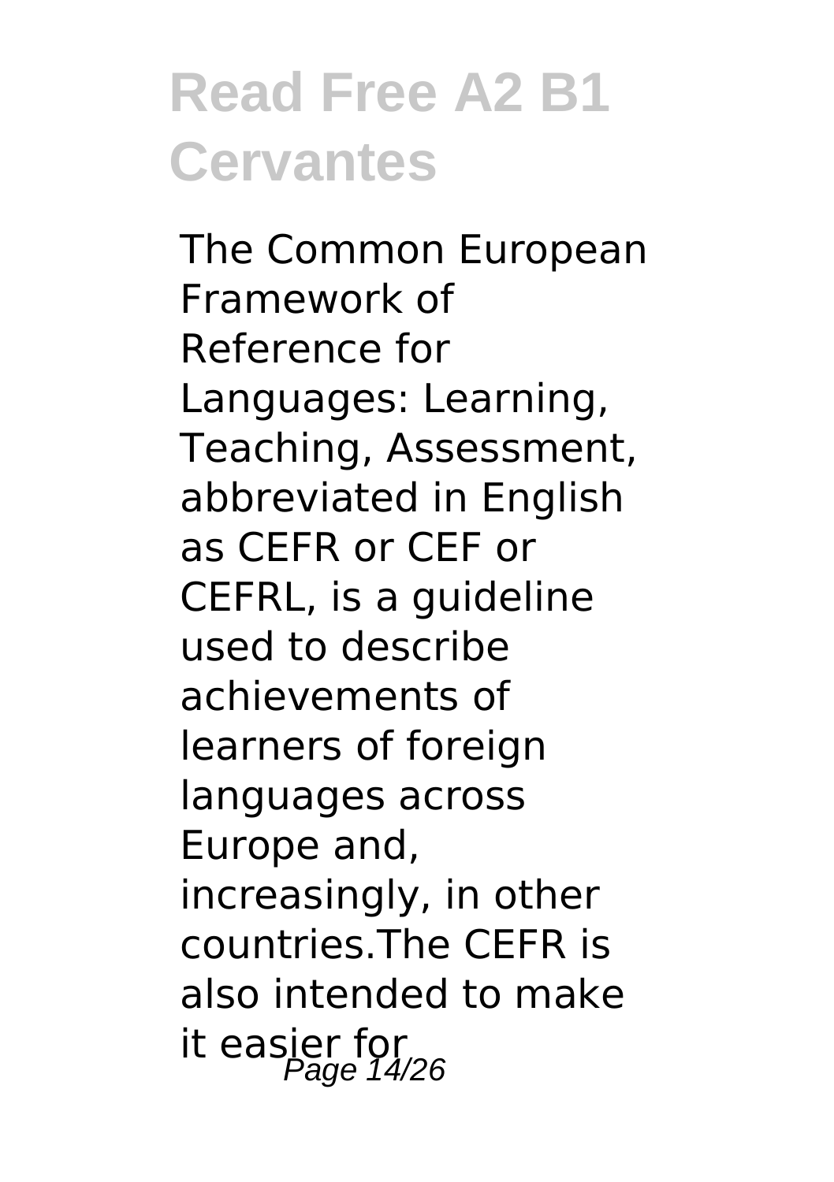# Read Free A2 B1 Cervantes

The Common European Framework of Reference for Languages: Learning, Teaching, Assessment, abbreviated in English as CEFR or CEF or CEFRL, is a guideline used to describe achievements of learners of foreign languages across Europe and, increasingly, in other countries.The CEFR is also intended to make it easier for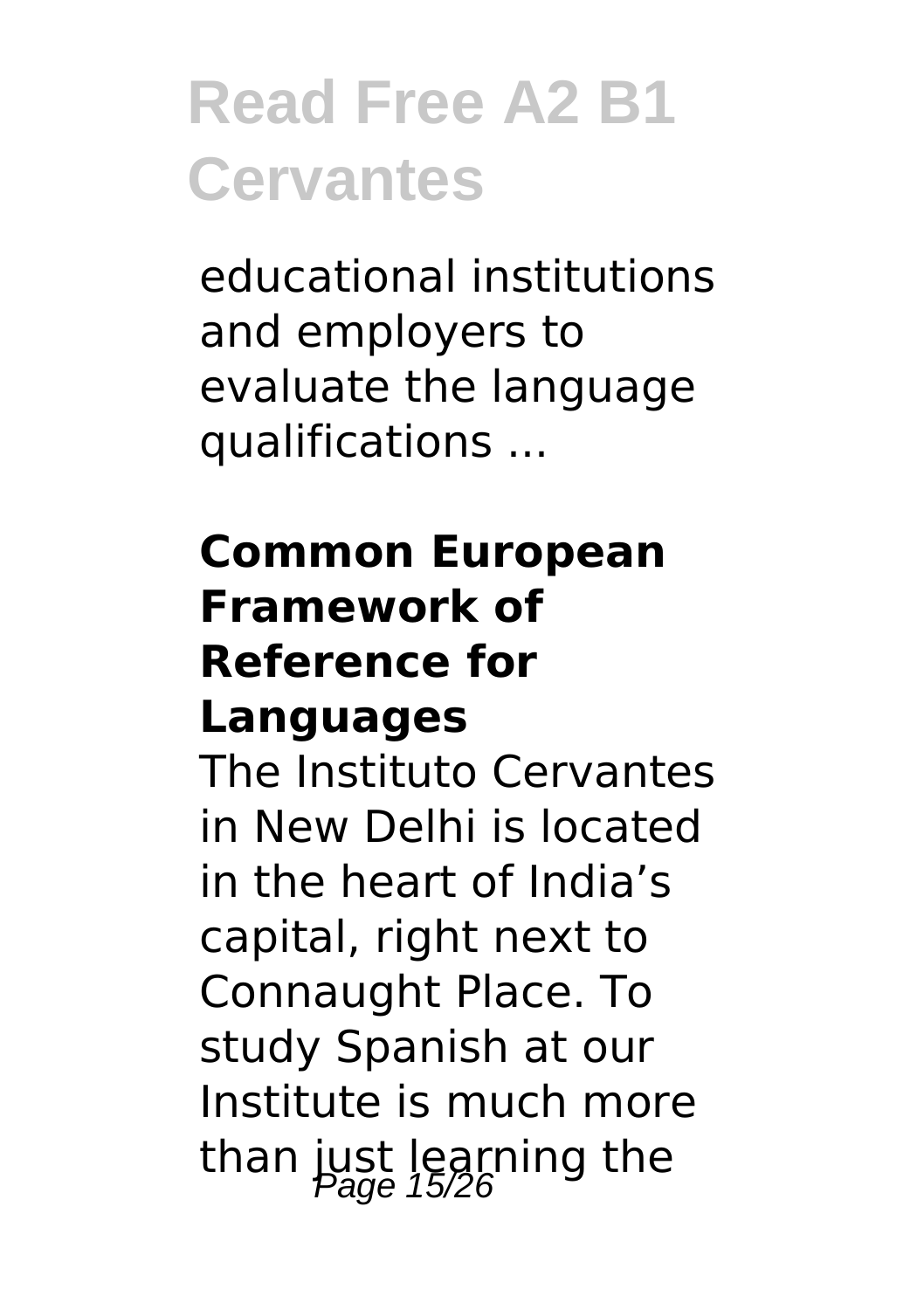educational institutions and employers to evaluate the language qualifications ...

## Common European Framework of Reference for Languages

The Instituto Cervantes in New Delhi is located in the heart of India's capital, right next to Connaught Place. To study Spanish at our Institute is much more than just learning the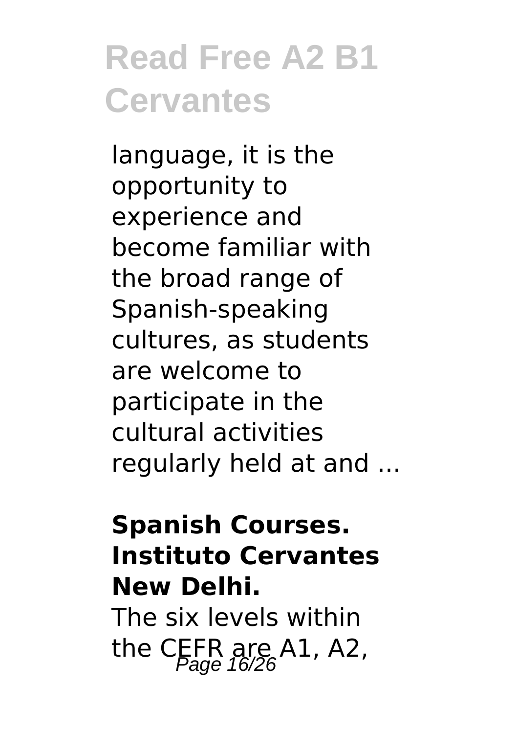language, it is the opportunity to experience and become familiar with the broad range of Spanish-speaking cultures, as students are welcome to participate in the cultural activities regularly held at and ...

**Spanish Courses. Instituto Cervantes New Delhi.**

The six levels within the CEFR are A1, A2,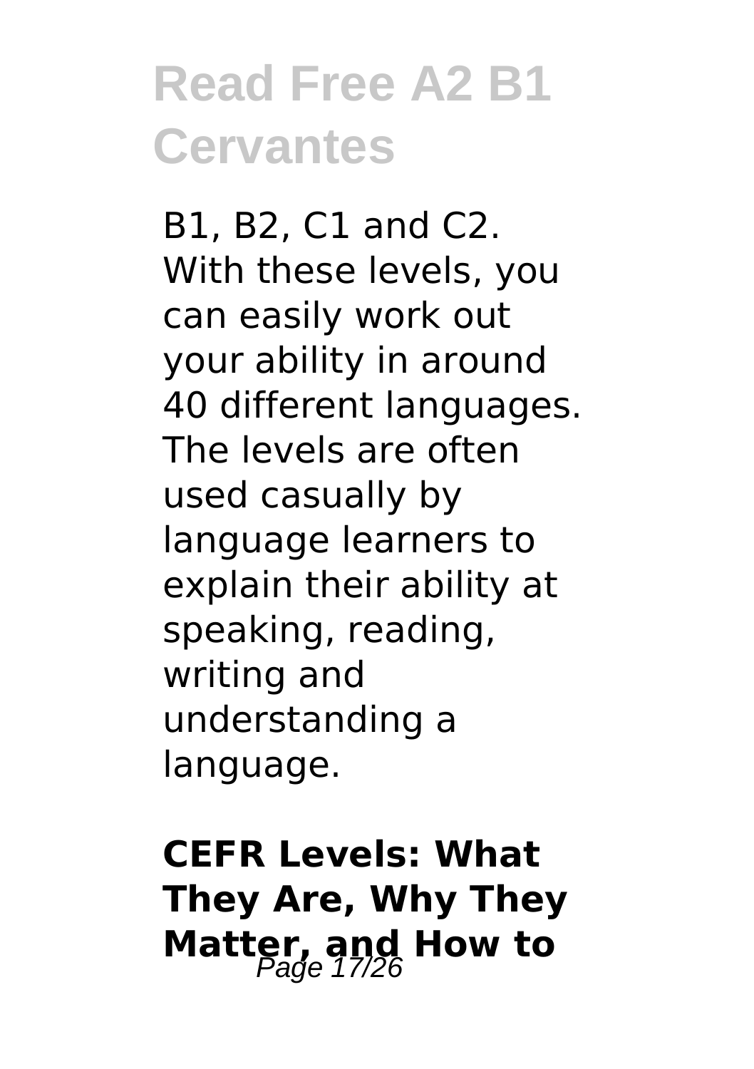B1, B2, C1 and C2. With these levels, you can easily work out your ability in around 40 different languages. The levels are often used casually by language learners to explain their ability at speaking, reading, writing and understanding a language.

**CEFR Levels: What They Are, Why They Matter, and How to**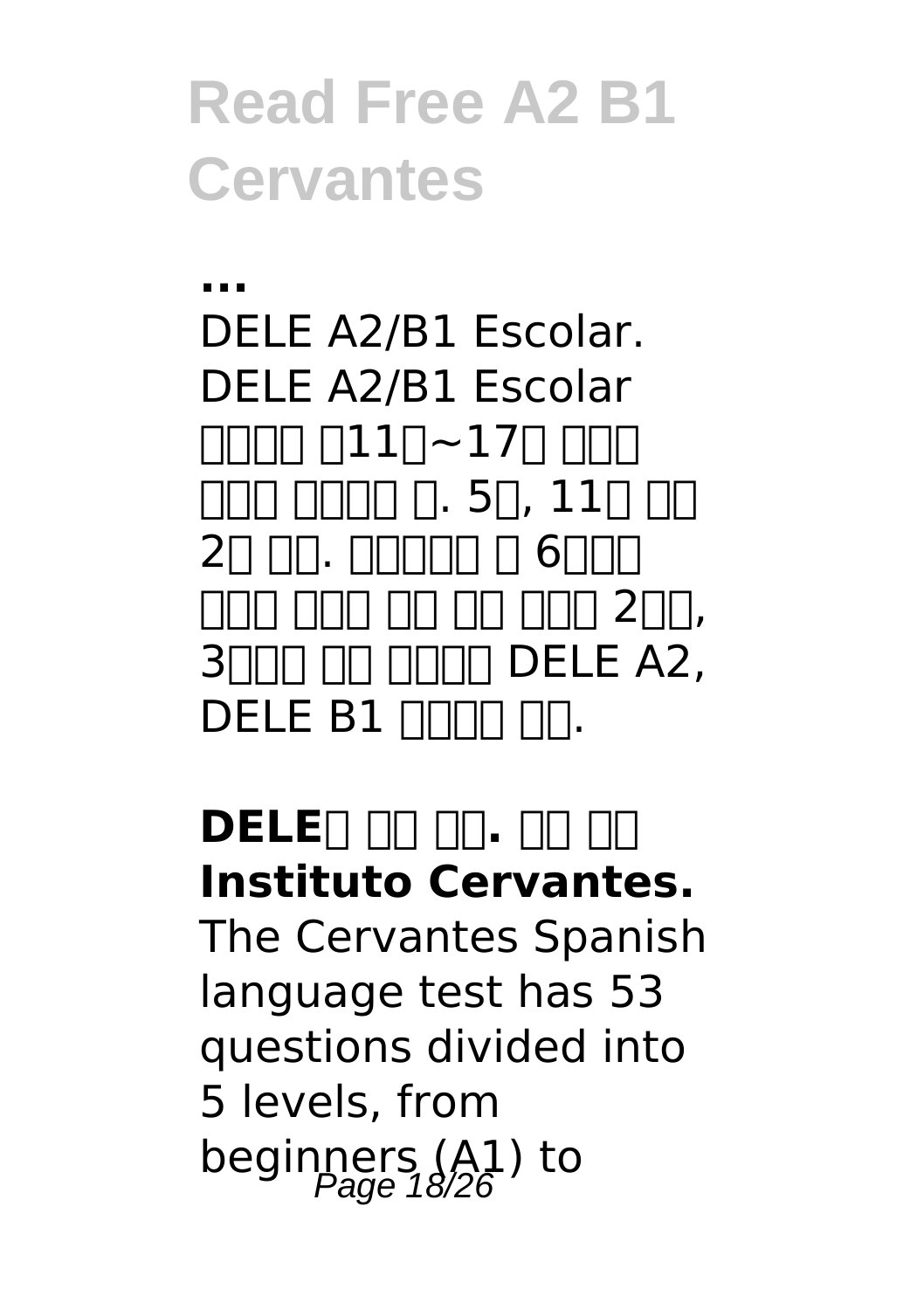**...**

DELE A2/B1 Escolar. DELE A2/B1 Escolar □□□□ □11□~17□ □□□ □□□ □□□□ □. 5□, 11□ □□ 2□ □□. □□□□□ □ 6□□□ □□□ □□□ □□ □□ □□□ 2□□, 3□□□ □□ □□□□ DELE A2, DELE B1 □□□□ □□.

**DELE□ □□ □□. □□ □□ Instituto Cervantes.**

The Cervantes Spanish language test has 53 questions divided into 5 levels, from beginners (A1) to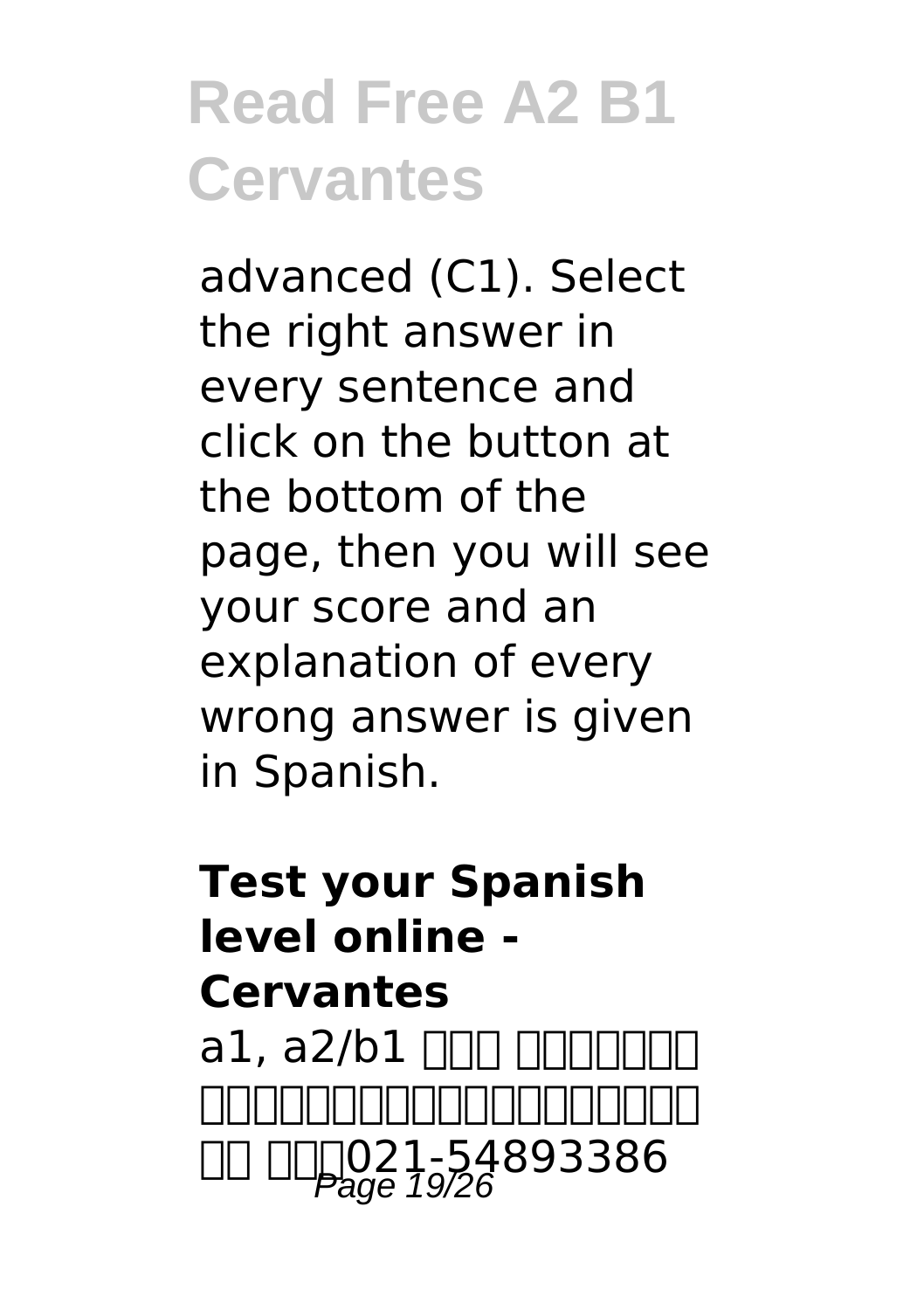advanced (C1). Select the right answer in every sentence and click on the button at the bottom of the page, then you will see your score and an explanation of every wrong answer is given in Spanish.

**Test your Spanish level online - Cervantes**

a1, a2/b1 □□□ □□□□□□□□ □□□□□□□□□□□□□□□□□□□ □□ □□□021-54893386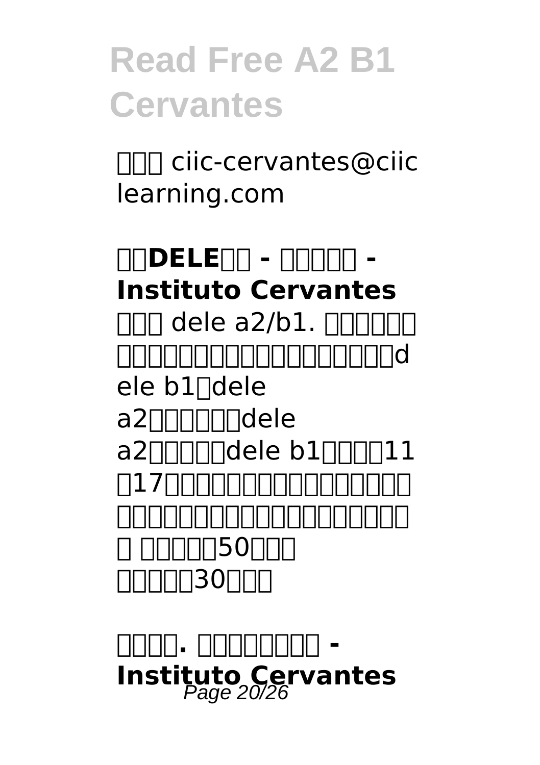□□□ ciic-cervantes@ciiclearning.com

**□□DELE□□ - □□□□□ - Instituto Cervantes**

□□□ dele a2/b1. □□□□□□ □□□□□□□□□□□□□□□□□□□dele b1□dele a2□□□□□□dele a2□□□□□dele b1□□□□11 □17□□□□□□□□□□□□□□□□ □□□□□□□□□□□□□□□□□□□□ □ □□□□□50□□□ □□□□□30□□□

**□□□□. □□□□□□□□ - Instituto Cervantes**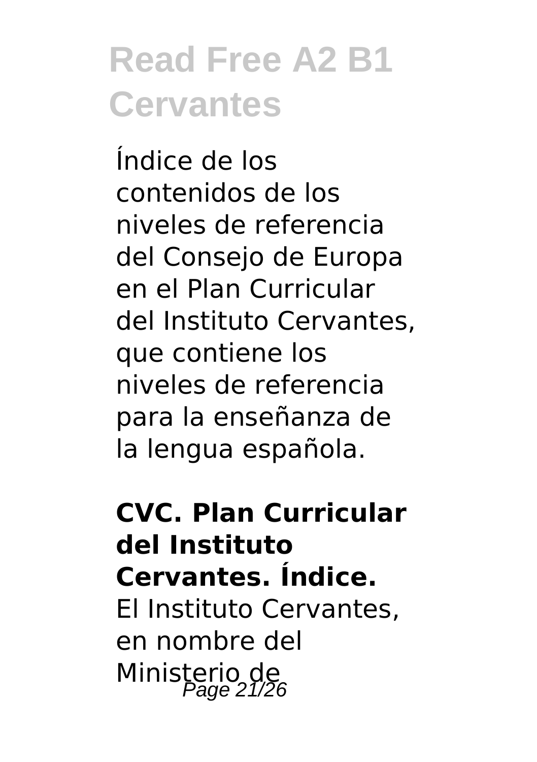Índice de los contenidos de los niveles de referencia del Consejo de Europa en el Plan Curricular del Instituto Cervantes, que contiene los niveles de referencia para la enseñanza de la lengua española.

**CVC. Plan Curricular del Instituto Cervantes. Índice.**

El Instituto Cervantes, en nombre del Ministerio de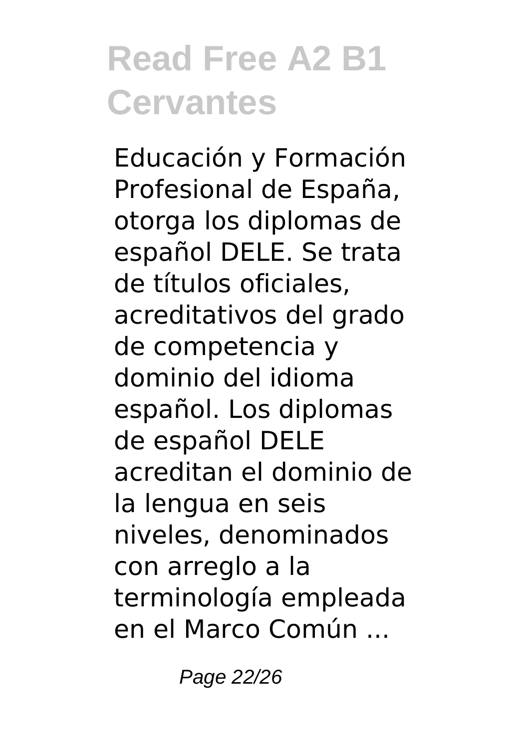Educación y Formación Profesional de España, otorga los diplomas de español DELE. Se trata de títulos oficiales, acreditativos del grado de competencia y dominio del idioma español. Los diplomas de español DELE acreditan el dominio de la lengua en seis niveles, denominados con arreglo a la terminología empleada en el Marco Común ...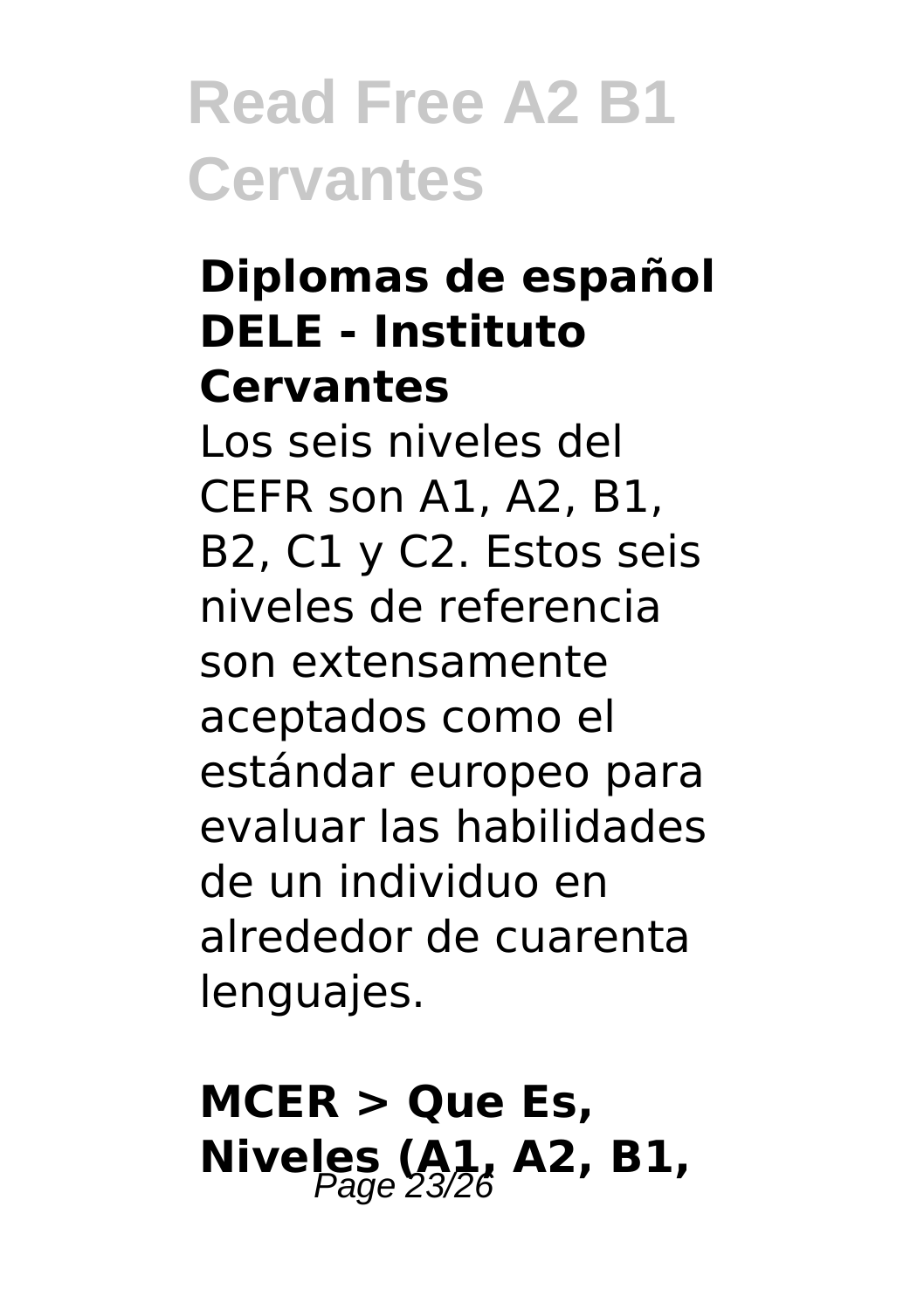### Diplomas de español DELE - Instituto Cervantes

Los seis niveles del CEFR son A1, A2, B1, B2, C1 y C2. Estos seis niveles de referencia son extensamente aceptados como el estándar europeo para evaluar las habilidades de un individuo en alrededor de cuarenta lenguajes.

### MCER > Que Es, Niveles (A1, A2, B1,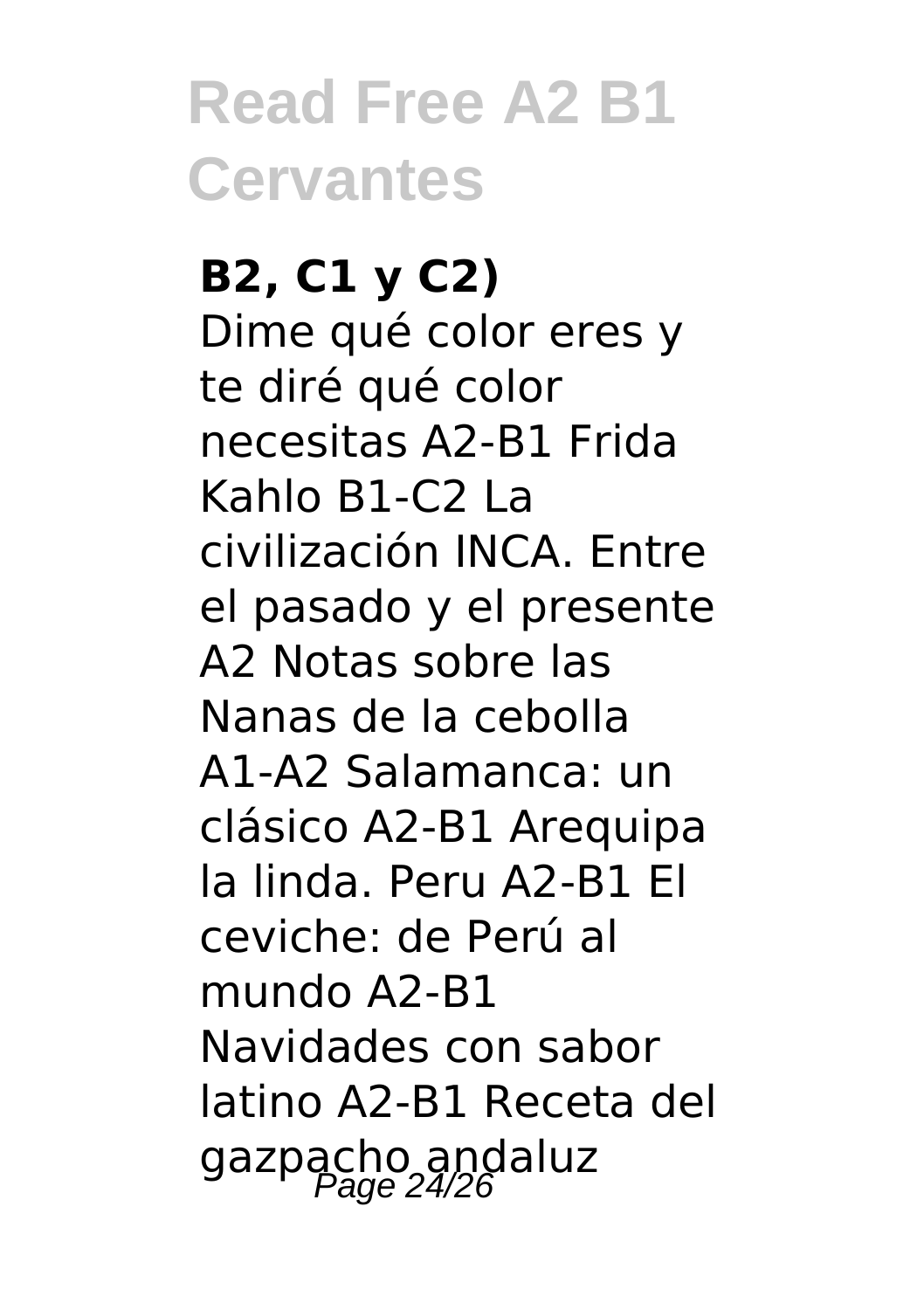**B2, C1 y C2)**

Dime qué color eres y te diré qué color necesitas A2-B1 Frida Kahlo B1-C2 La civilización INCA. Entre el pasado y el presente A2 Notas sobre las Nanas de la cebolla A1-A2 Salamanca: un clásico A2-B1 Arequipa la linda. Peru A2-B1 El ceviche: de Perú al mundo A2-B1 Navidades con sabor latino A2-B1 Receta del gazpacho andaluz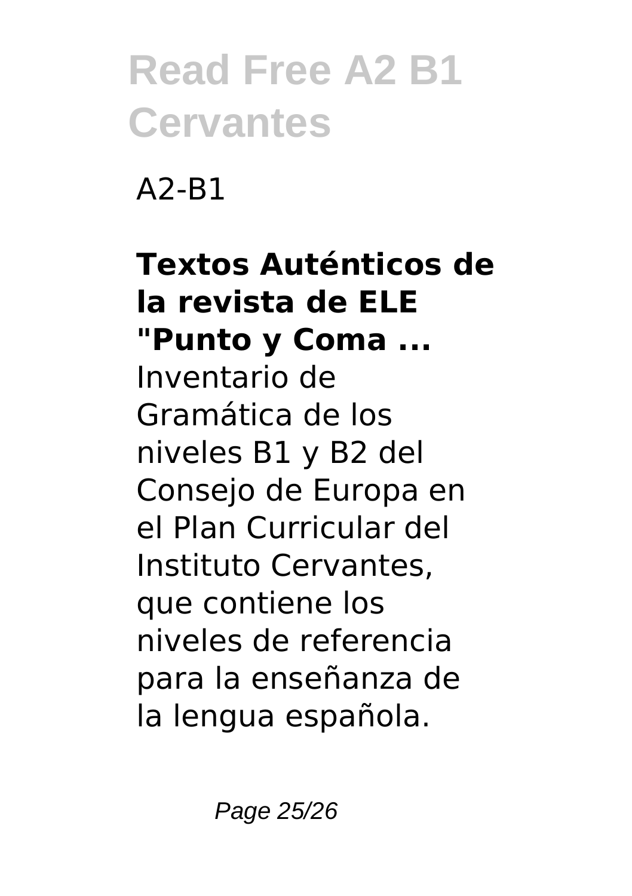A2-B1

**Textos Auténticos de la revista de ELE "Punto y Coma ...**

Inventario de Gramática de los niveles B1 y B2 del Consejo de Europa en el Plan Curricular del Instituto Cervantes, que contiene los niveles de referencia para la enseñanza de la lengua española.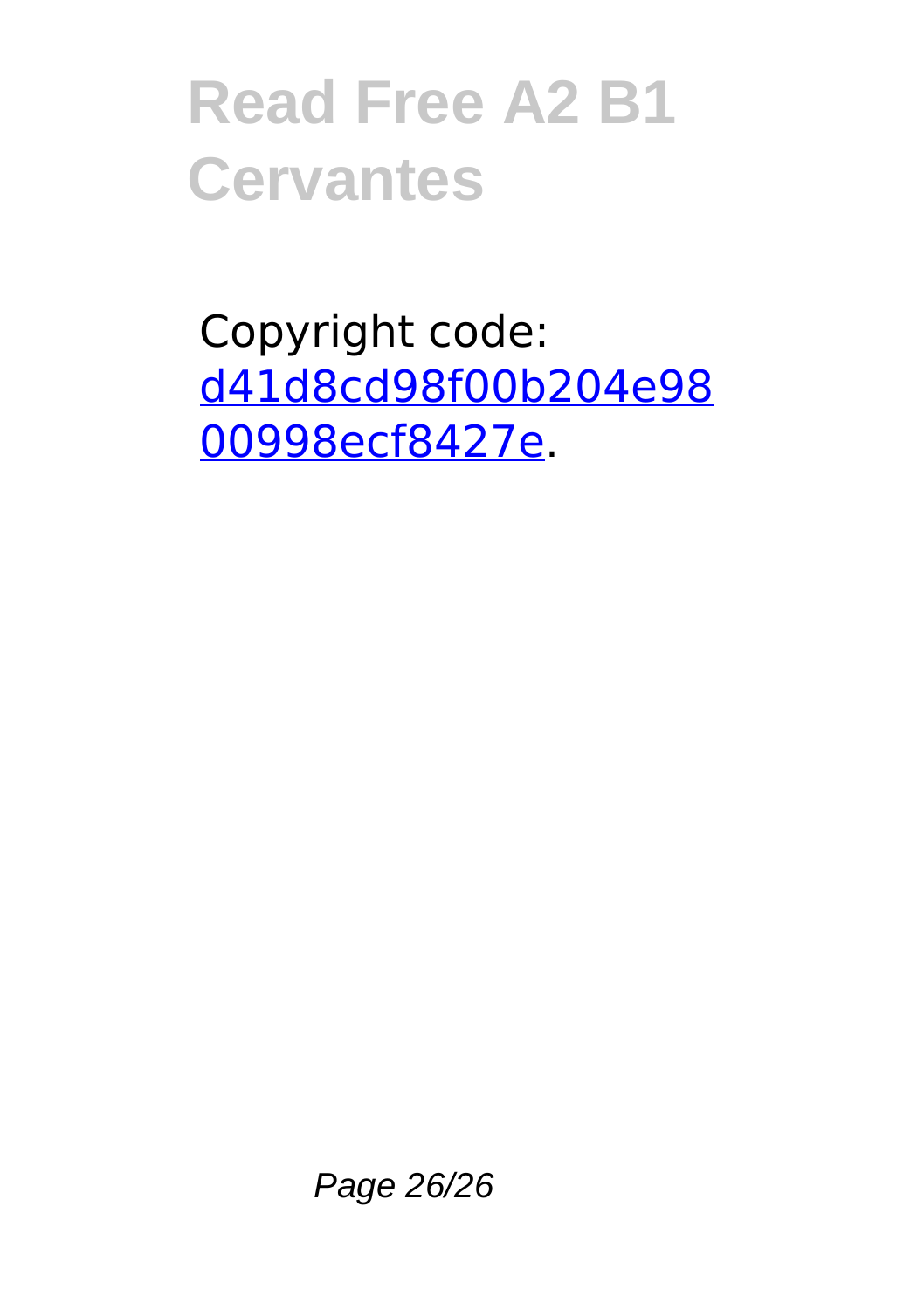Copyright code: [d41d8cd98f00b204e9800998ecf8427e](d41d8cd98f00b204e9800998ecf8427e).